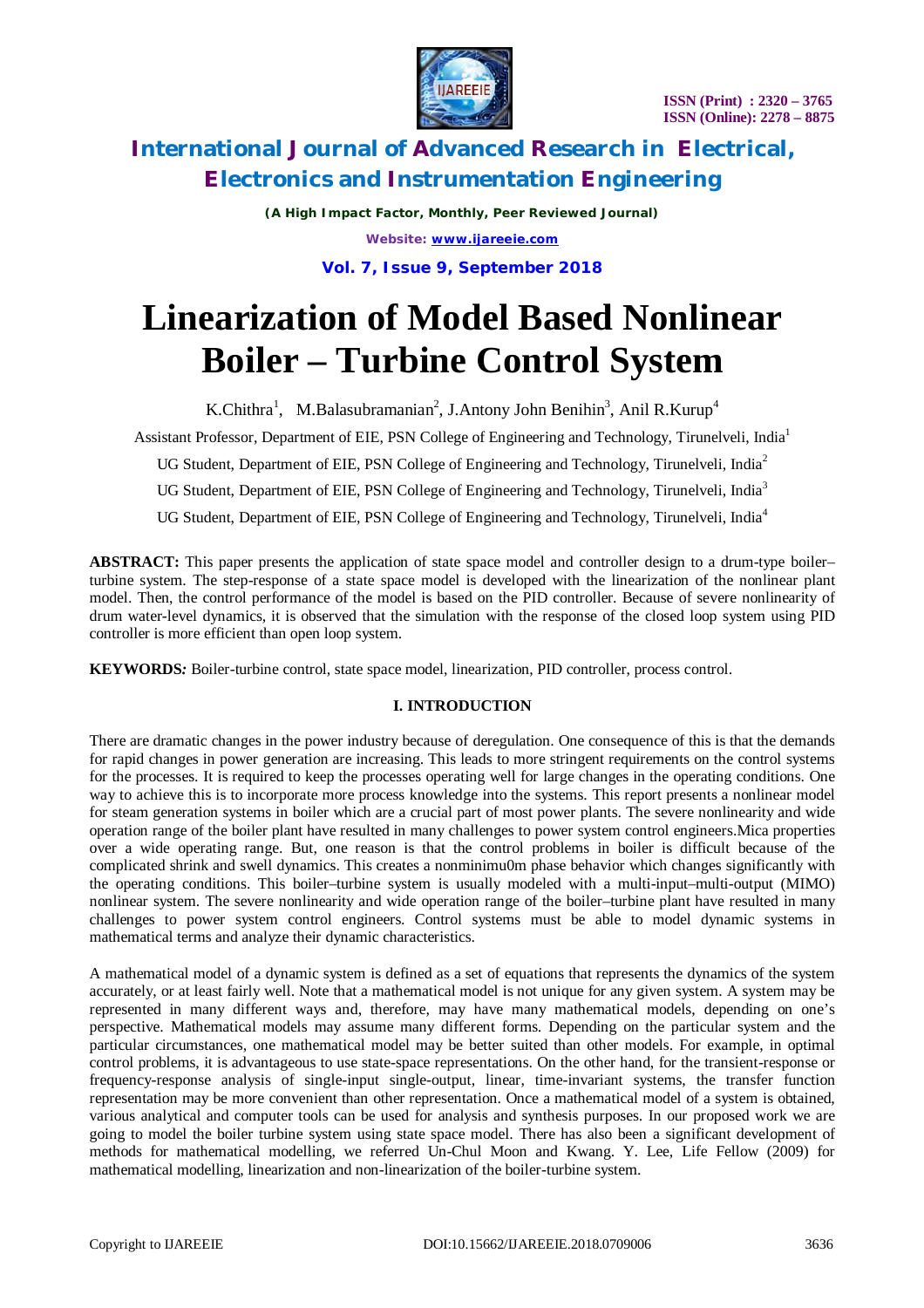# Linearization of Model Based Nonlinear Boiler – Turbine Control System

K.Chithra[1], M.Balasubramanian[2], J.Antony John Benihin[3], Anil R.Kurup[4]

Assistant Professor, Department of EIE, PSN College of Engineering and Technology, Tirunelveli, India[1]

UG Student, Department of EIE, PSN College of Engineering and Technology, Tirunelveli, India[2]

UG Student, Department of EIE, PSN College of Engineering and Technology, Tirunelveli, India[3]

UG Student, Department of EIE, PSN College of Engineering and Technology, Tirunelveli, India[4]

**ABSTRACT:** This paper presents the application of state space model and controller design to a drum-type boiler–turbine system. The step-response of a state space model is developed with the linearization of the nonlinear plant model. Then, the control performance of the model is based on the PID controller. Because of severe nonlinearity of drum water-level dynamics, it is observed that the simulation with the response of the closed loop system using PID controller is more efficient than open loop system.

**KEYWORDS***:* Boiler-turbine control, state space model, linearization, PID controller, process control.

## I. INTRODUCTION

There are dramatic changes in the power industry because of deregulation. One consequence of this is that the demands for rapid changes in power generation are increasing. This leads to more stringent requirements on the control systems for the processes. It is required to keep the processes operating well for large changes in the operating conditions. One way to achieve this is to incorporate more process knowledge into the systems. This report presents a nonlinear model for steam generation systems in boiler which are a crucial part of most power plants. The severe nonlinearity and wide operation range of the boiler plant have resulted in many challenges to power system control engineers.Mica properties over a wide operating range. But, one reason is that the control problems in boiler is difficult because of the complicated shrink and swell dynamics. This creates a nonminimu0m phase behavior which changes significantly with the operating conditions. This boiler–turbine system is usually modeled with a multi-input–multi-output (MIMO) nonlinear system. The severe nonlinearity and wide operation range of the boiler–turbine plant have resulted in many challenges to power system control engineers. Control systems must be able to model dynamic systems in mathematical terms and analyze their dynamic characteristics.

A mathematical model of a dynamic system is defined as a set of equations that represents the dynamics of the system accurately, or at least fairly well. Note that a mathematical model is not unique for any given system. A system may be represented in many different ways and, therefore, may have many mathematical models, depending on one's perspective. Mathematical models may assume many different forms. Depending on the particular system and the particular circumstances, one mathematical model may be better suited than other models. For example, in optimal control problems, it is advantageous to use state-space representations. On the other hand, for the transient-response or frequency-response analysis of single-input single-output, linear, time-invariant systems, the transfer function representation may be more convenient than other representation. Once a mathematical model of a system is obtained, various analytical and computer tools can be used for analysis and synthesis purposes. In our proposed work we are going to model the boiler turbine system using state space model. There has also been a significant development of methods for mathematical modelling, we referred Un-Chul Moon and Kwang. Y. Lee, Life Fellow (2009) for mathematical modelling, linearization and non-linearization of the boiler-turbine system.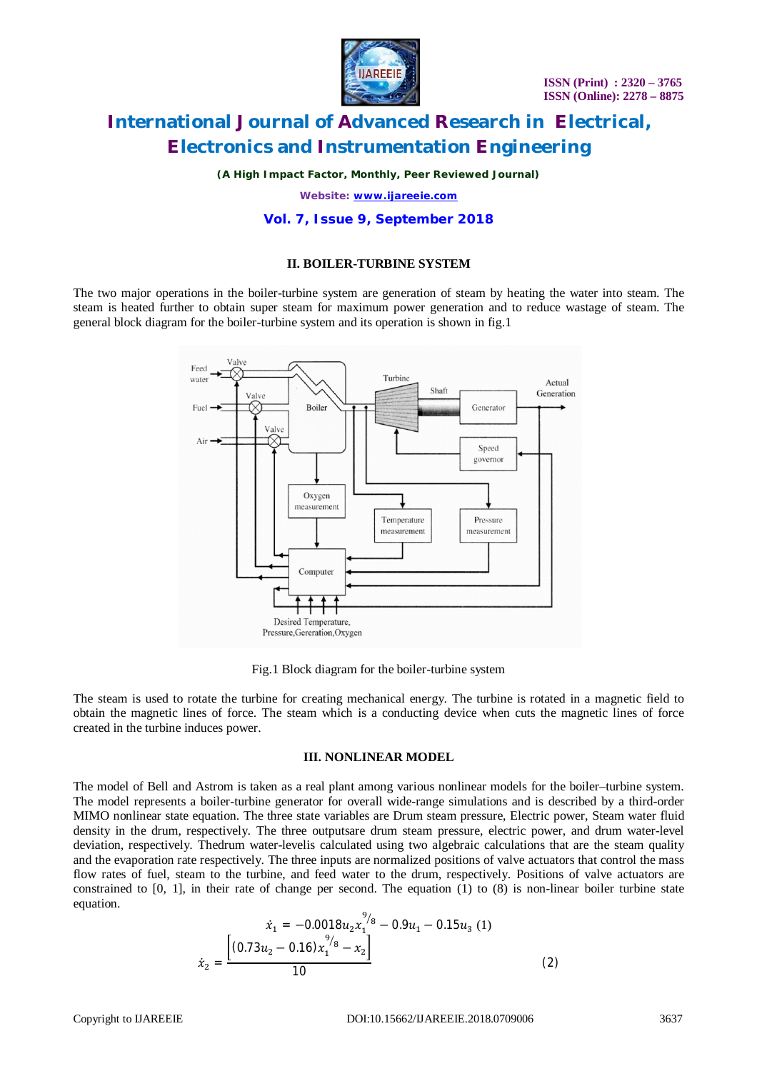## II. BOILER-TURBINE SYSTEM

The two major operations in the boiler-turbine system are generation of steam by heating the water into steam. The steam is heated further to obtain super steam for maximum power generation and to reduce wastage of steam. The general block diagram for the boiler-turbine system and its operation is shown in fig.1

Fig.1 Block diagram for the boiler-turbine system

The steam is used to rotate the turbine for creating mechanical energy. The turbine is rotated in a magnetic field to obtain the magnetic lines of force. The steam which is a conducting device when cuts the magnetic lines of force created in the turbine induces power.

## III. NONLINEAR MODEL

The model of Bell and Astrom is taken as a real plant among various nonlinear models for the boiler–turbine system. The model represents a boiler-turbine generator for overall wide-range simulations and is described by a third-order MIMO nonlinear state equation. The three state variables are Drum steam pressure, Electric power, Steam water fluid density in the drum, respectively. The three outputsare drum steam pressure, electric power, and drum water-level deviation, respectively. Thedrum water-levelis calculated using two algebraic calculations that are the steam quality and the evaporation rate respectively. The three inputs are normalized positions of valve actuators that control the mass flow rates of fuel, steam to the turbine, and feed water to the drum, respectively. Positions of valve actuators are constrained to [0, 1], in their rate of change per second. The equation (1) to (8) is non-linear boiler turbine state equation.

$$\dot{x}_1 = -0.0018u_2x_1^{9/8} - 0.9u_1 - 0.15u_3 \quad (1)$$

$$\dot{x}_2 = \frac{\left[(0.73u_2 - 0.16)x_1^{9/8} - x_2\right]}{10} \quad (2)$$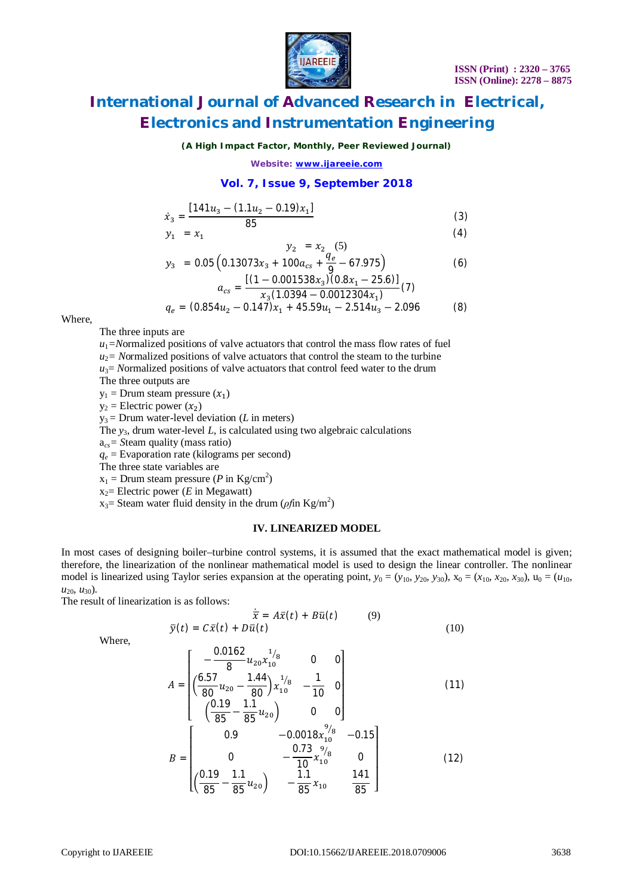$$\dot{x}_3 = \frac{[141u_3 - (1.1u_2 - 0.19)x_1]}{85} \quad (3)$$

$$y_1 = x_1 \quad (4)$$

$$y_2 = x_2 \quad (5)$$

$$y_3 = 0.05\left(0.13073x_3 + 100a_{cs} + \frac{q_e}{9} - 67.975\right) \quad (6)$$

$$a_{cs} = \frac{[(1 - 0.001538x_3)(0.8x_1 - 25.6)]}{x_3(1.0394 - 0.0012304x_1)} \quad (7)$$

$$q_e = (0.854u_2 - 0.147)x_1 + 45.59u_1 - 2.514u_3 - 2.096 \quad (8)$$

Where,

The three inputs are

$u_1$= Normalized positions of valve actuators that control the mass flow rates of fuel

$u_2$= Normalized positions of valve actuators that control the steam to the turbine

$u_3$= Normalized positions of valve actuators that control feed water to the drum

The three outputs are

$y_1$ = Drum steam pressure ($x_1$)

$y_2$ = Electric power ($x_2$)

$y_3$ = Drum water-level deviation ($L$ in meters)

The $y_3$, drum water-level $L$, is calculated using two algebraic calculations

$a_{cs}$= Steam quality (mass ratio)

$q_e$ = Evaporation rate (kilograms per second)

The three state variables are

$x_1$ = Drum steam pressure ($P$ in Kg/cm$^2$)

$x_2$= Electric power ($E$ in Megawatt)

$x_3$= Steam water fluid density in the drum ($\rho$ in Kg/m$^2$)

## IV. LINEARIZED MODEL

In most cases of designing boiler–turbine control systems, it is assumed that the exact mathematical model is given; therefore, the linearization of the nonlinear mathematical model is used to design the linear controller. The nonlinear model is linearized using Taylor series expansion at the operating point, $y_0 = (y_{10}, y_{20}, y_{30})$, $x_0 = (x_{10}, x_{20}, x_{30})$, $u_0 = (u_{10}, u_{20}, u_{30})$.

The result of linearization is as follows:

$$\dot{\bar{x}} = A\bar{x}(t) + B\bar{u}(t) \quad (9)$$

$$\bar{y}(t) = C\bar{x}(t) + D\bar{u}(t) \quad (10)$$

Where,

$$A = \begin{bmatrix} -\frac{0.0162}{8}u_{20}x_{10}^{1/8} & 0 & 0 \\ \left(\frac{6.57}{80}u_{20} - \frac{1.44}{80}\right)x_{10}^{1/8} & -\frac{1}{10} & 0 \\ \left(\frac{0.19}{85} - \frac{1.1}{85}u_{20}\right) & 0 & 0 \end{bmatrix} \quad (11)$$

$$B = \begin{bmatrix} 0.9 & -0.0018x_{10}^{9/8} & -0.15 \\ 0 & -\frac{0.73}{10}x_{10}^{9/8} & 0 \\ \left(\frac{0.19}{85} - \frac{1.1}{85}u_{20}\right) & -\frac{1.1}{85}x_{10} & \frac{141}{85} \end{bmatrix} \quad (12)$$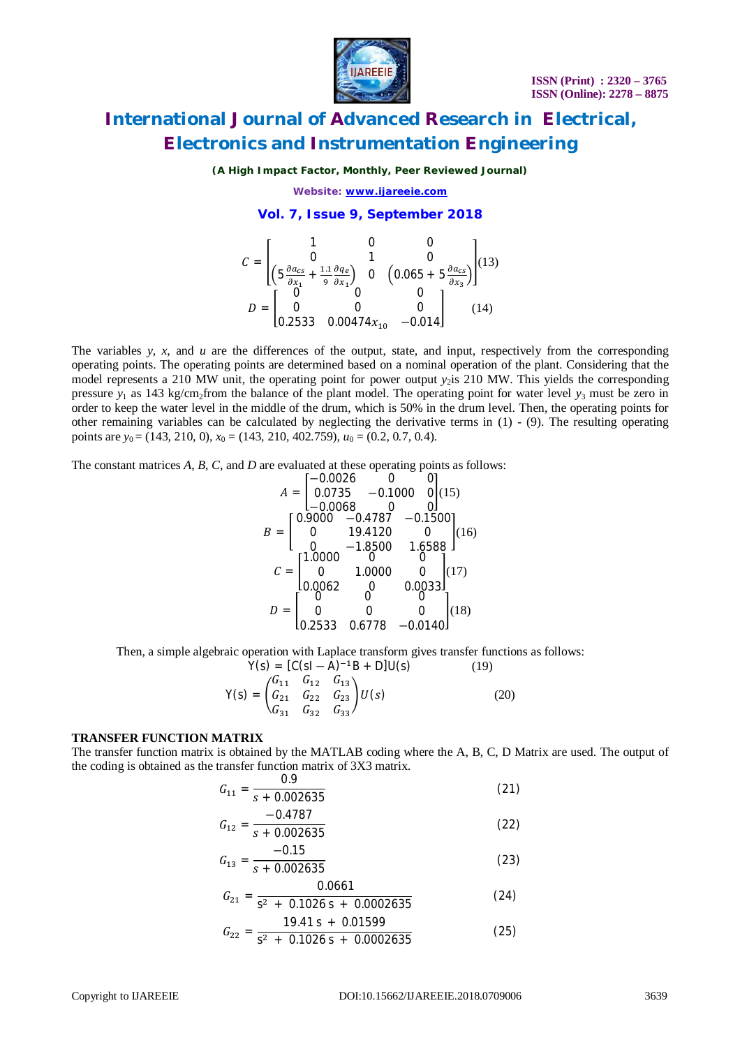$$C = \begin{bmatrix} 1 & 0 & 0 \\ 0 & 1 & 0 \\ \left(5\frac{\partial a_{cs}}{\partial x_1} + \frac{1.1}{9}\frac{\partial q_e}{\partial x_1}\right) & 0 & \left(0.065 + 5\frac{\partial a_{cs}}{\partial x_3}\right) \end{bmatrix} \quad (13)$$

$$D = \begin{bmatrix} 0 & 0 & 0 \\ 0 & 0 & 0 \\ 0.2533 & 0.00474x_{10} & -0.014 \end{bmatrix} \quad (14)$$

The variables $y$, $x$, and $u$ are the differences of the output, state, and input, respectively from the corresponding operating points. The operating points are determined based on a nominal operation of the plant. Considering that the model represents a 210 MW unit, the operating point for power output $y_2$is 210 MW. This yields the corresponding pressure $y_1$ as 143 kg/cm$_2$from the balance of the plant model. The operating point for water level $y_3$ must be zero in order to keep the water level in the middle of the drum, which is 50% in the drum level. Then, the operating points for other remaining variables can be calculated by neglecting the derivative terms in (1) - (9). The resulting operating points are $y_0 = (143, 210, 0)$, $x_0 = (143, 210, 402.759)$, $u_0 = (0.2, 0.7, 0.4)$.

The constant matrices $A$, $B$, $C$, and $D$ are evaluated at these operating points as follows:

$$A = \begin{bmatrix} -0.0026 & 0 & 0 \\ 0.0735 & -0.1000 & 0 \\ -0.0068 & 0 & 0 \end{bmatrix} (15)$$

$$B = \begin{bmatrix} 0.9000 & -0.4787 & -0.1500 \\ 0 & 19.4120 & 0 \\ 0 & -1.8500 & 1.6588 \end{bmatrix} (16)$$

$$C = \begin{bmatrix} 1.0000 & 0 & 0 \\ 0 & 1.0000 & 0 \\ 0.0062 & 0 & 0.0033 \end{bmatrix} (17)$$

$$D = \begin{bmatrix} 0 & 0 & 0 \\ 0 & 0 & 0 \\ 0.2533 & 0.6778 & -0.0140 \end{bmatrix} (18)$$

Then, a simple algebraic operation with Laplace transform gives transfer functions as follows:

$$\mathrm{Y(s)} = [\mathrm{C(sI - A)^{-1}B + D}]\mathrm{U(s)} \quad (19)$$

$$\mathrm{Y(s)} = \begin{pmatrix} G_{11} & G_{12} & G_{13} \\ G_{21} & G_{22} & G_{23} \\ G_{31} & G_{32} & G_{33} \end{pmatrix} U(s) \quad (20)$$

### TRANSFER FUNCTION MATRIX

The transfer function matrix is obtained by the MATLAB coding where the A, B, C, D Matrix are used. The output of the coding is obtained as the transfer function matrix of 3X3 matrix.

$$G_{11} = \frac{0.9}{s + 0.002635} \quad (21)$$

$$G_{12} = \frac{-0.4787}{s + 0.002635} \quad (22)$$

$$G_{13} = \frac{-0.15}{s + 0.002635} \quad (23)$$

$$G_{21} = \frac{0.0661}{s^2 + 0.1026\,s + 0.0002635} \quad (24)$$

$$G_{22} = \frac{19.41\,s + 0.01599}{s^2 + 0.1026\,s + 0.0002635} \quad (25)$$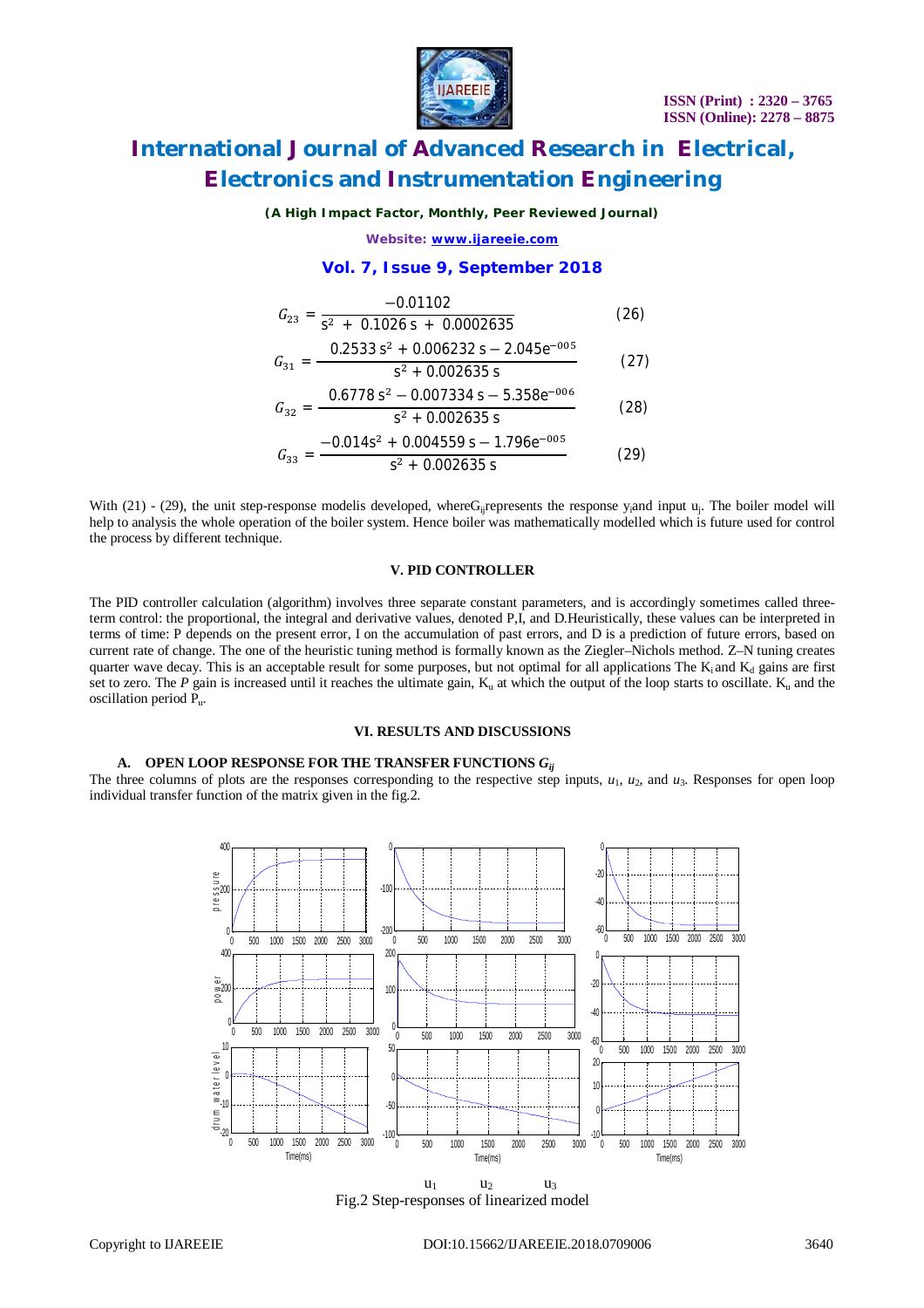$$G_{23} = \frac{-0.01102}{s^2 + 0.1026\,s + 0.0002635} \quad (26)$$

$$G_{31} = \frac{0.2533\,s^2 + 0.006232\,s - 2.045e^{-005}}{s^2 + 0.002635\,s} \quad (27)$$

$$G_{32} = \frac{0.6778\,s^2 - 0.007334\,s - 5.358e^{-006}}{s^2 + 0.002635\,s} \quad (28)$$

$$G_{33} = \frac{-0.014s^2 + 0.004559\,s - 1.796e^{-005}}{s^2 + 0.002635\,s} \quad (29)$$

With (21) - (29), the unit step-response modelis developed, where$G_{ij}$represents the response $y_i$and input $u_j$. The boiler model will help to analysis the whole operation of the boiler system. Hence boiler was mathematically modelled which is future used for control the process by different technique.

## V. PID CONTROLLER

The PID controller calculation (algorithm) involves three separate constant parameters, and is accordingly sometimes called three-term control: the proportional, the integral and derivative values, denoted P,I, and D.Heuristically, these values can be interpreted in terms of time: P depends on the present error, I on the accumulation of past errors, and D is a prediction of future errors, based on current rate of change. The one of the heuristic tuning method is formally known as the Ziegler–Nichols method. Z–N tuning creates quarter wave decay. This is an acceptable result for some purposes, but not optimal for all applications The $K_i$ and $K_d$ gains are first set to zero. The *P* gain is increased until it reaches the ultimate gain, $K_u$ at which the output of the loop starts to oscillate. $K_u$ and the oscillation period $P_u$.

## VI. RESULTS AND DISCUSSIONS

### A. OPEN LOOP RESPONSE FOR THE TRANSFER FUNCTIONS $G_{ij}$

The three columns of plots are the responses corresponding to the respective step inputs, $u_1$, $u_2$, and $u_3$. Responses for open loop individual transfer function of the matrix given in the fig.2.

$u_1$ $u_2$ $u_3$

Fig.2 Step-responses of linearized model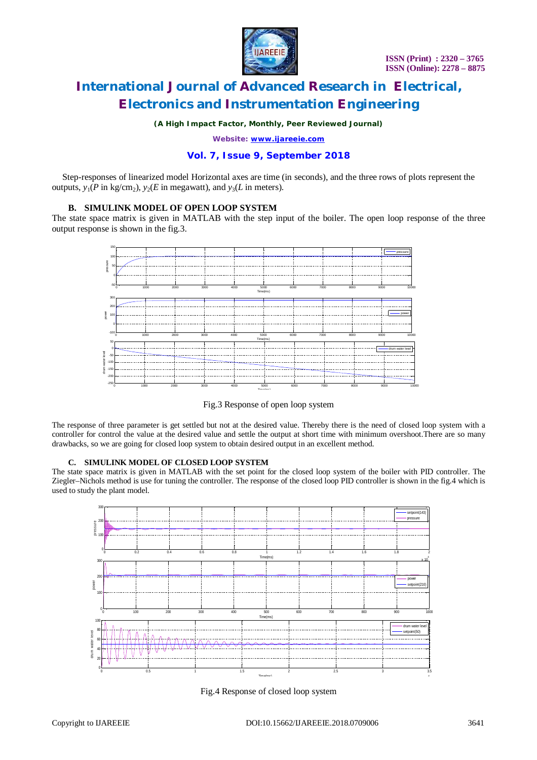Step-responses of linearized model Horizontal axes are time (in seconds), and the three rows of plots represent the outputs, $y_1$($P$ in kg/cm$_2$), $y_2$($E$ in megawatt), and $y_3$($L$ in meters).

### B. SIMULINK MODEL OF OPEN LOOP SYSTEM

The state space matrix is given in MATLAB with the step input of the boiler. The open loop response of the three output response is shown in the fig.3.

Fig.3 Response of open loop system

The response of three parameter is get settled but not at the desired value. Thereby there is the need of closed loop system with a controller for control the value at the desired value and settle the output at short time with minimum overshoot.There are so many drawbacks, so we are going for closed loop system to obtain desired output in an excellent method.

### C. SIMULINK MODEL OF CLOSED LOOP SYSTEM

The state space matrix is given in MATLAB with the set point for the closed loop system of the boiler with PID controller. The Ziegler–Nichols method is use for tuning the controller. The response of the closed loop PID controller is shown in the fig.4 which is used to study the plant model.

Fig.4 Response of closed loop system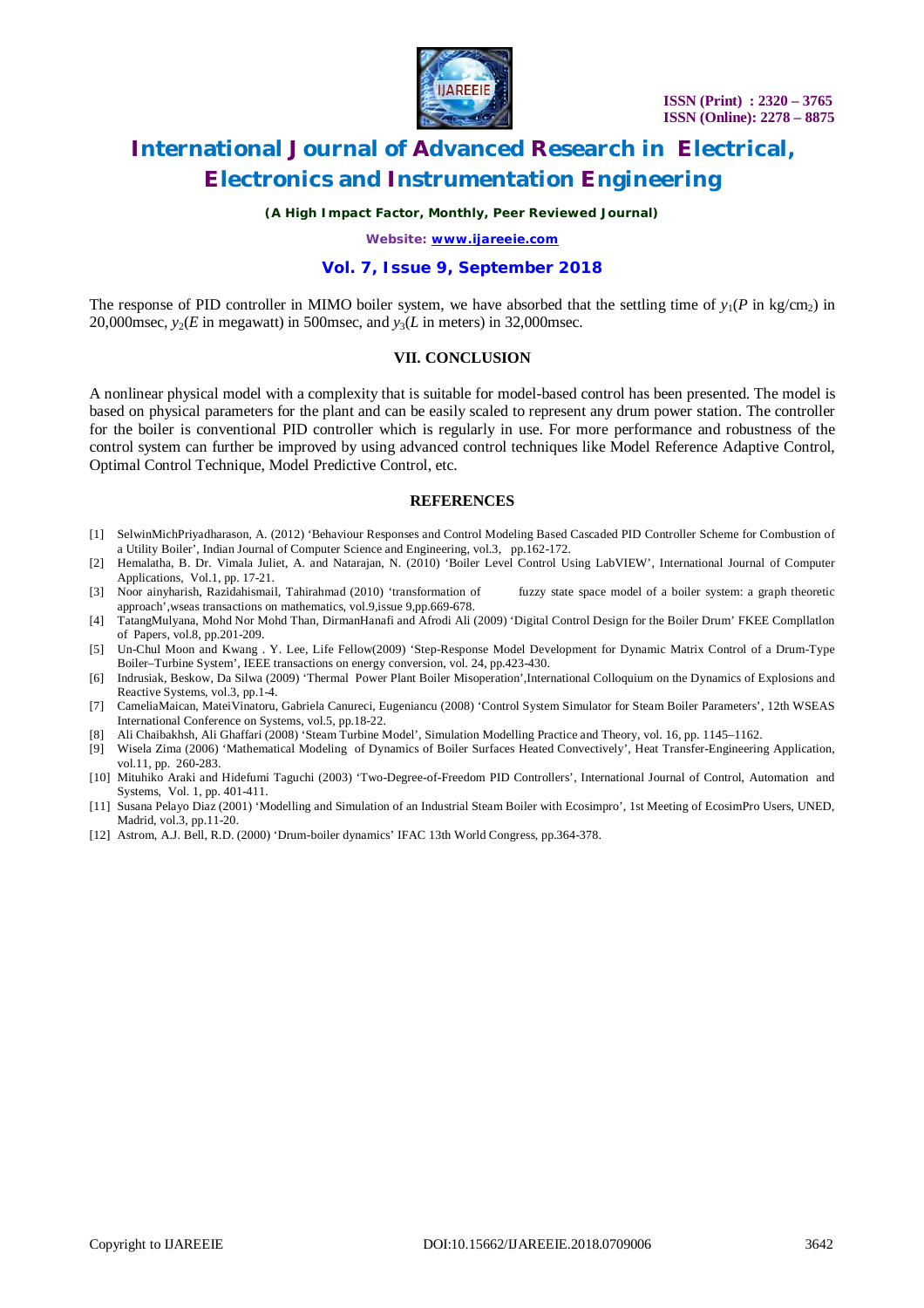The response of PID controller in MIMO boiler system, we have absorbed that the settling time of $y_1$($P$ in kg/$cm_2$) in 20,000msec, $y_2$($E$ in megawatt) in 500msec, and $y_3$($L$ in meters) in 32,000msec.

## VII. CONCLUSION

A nonlinear physical model with a complexity that is suitable for model-based control has been presented. The model is based on physical parameters for the plant and can be easily scaled to represent any drum power station. The controller for the boiler is conventional PID controller which is regularly in use. For more performance and robustness of the control system can further be improved by using advanced control techniques like Model Reference Adaptive Control, Optimal Control Technique, Model Predictive Control, etc.

## REFERENCES

[1] SelwinMichPriyadharason, A. (2012) 'Behaviour Responses and Control Modeling Based Cascaded PID Controller Scheme for Combustion of a Utility Boiler', Indian Journal of Computer Science and Engineering, vol.3, pp.162-172.

[2] Hemalatha, B. Dr. Vimala Juliet, A. and Natarajan, N. (2010) 'Boiler Level Control Using LabVIEW', International Journal of Computer Applications, Vol.1, pp. 17-21.

[3] Noor ainyharish, Razidahismail, Tahirahmad (2010) 'transformation of fuzzy state space model of a boiler system: a graph theoretic approach',wseas transactions on mathematics, vol.9,issue 9,pp.669-678.

[4] TatangMulyana, Mohd Nor Mohd Than, DirmanHanafi and Afrodi Ali (2009) 'Digital Control Design for the Boiler Drum' FKEE Compllatlon of Papers, vol.8, pp.201-209.

[5] Un-Chul Moon and Kwang . Y. Lee, Life Fellow(2009) 'Step-Response Model Development for Dynamic Matrix Control of a Drum-Type Boiler–Turbine System', IEEE transactions on energy conversion, vol. 24, pp.423-430.

[6] Indrusiak, Beskow, Da Silwa (2009) 'Thermal Power Plant Boiler Misoperation',International Colloquium on the Dynamics of Explosions and Reactive Systems, vol.3, pp.1-4.

[7] CameliaMaican, MateiVinatoru, Gabriela Canureci, Eugeniancu (2008) 'Control System Simulator for Steam Boiler Parameters', 12th WSEAS International Conference on Systems, vol.5, pp.18-22.

[8] Ali Chaibakhsh, Ali Ghaffari (2008) 'Steam Turbine Model', Simulation Modelling Practice and Theory, vol. 16, pp. 1145–1162.

[9] Wisela Zima (2006) 'Mathematical Modeling of Dynamics of Boiler Surfaces Heated Convectively', Heat Transfer-Engineering Application, vol.11, pp. 260-283.

[10] Mituhiko Araki and Hidefumi Taguchi (2003) 'Two-Degree-of-Freedom PID Controllers', International Journal of Control, Automation and Systems, Vol. 1, pp. 401-411.

[11] Susana Pelayo Diaz (2001) 'Modelling and Simulation of an Industrial Steam Boiler with Ecosimpro', 1st Meeting of EcosimPro Users, UNED, Madrid, vol.3, pp.11-20.

[12] Astrom, A.J. Bell, R.D. (2000) 'Drum-boiler dynamics' IFAC 13th World Congress, pp.364-378.